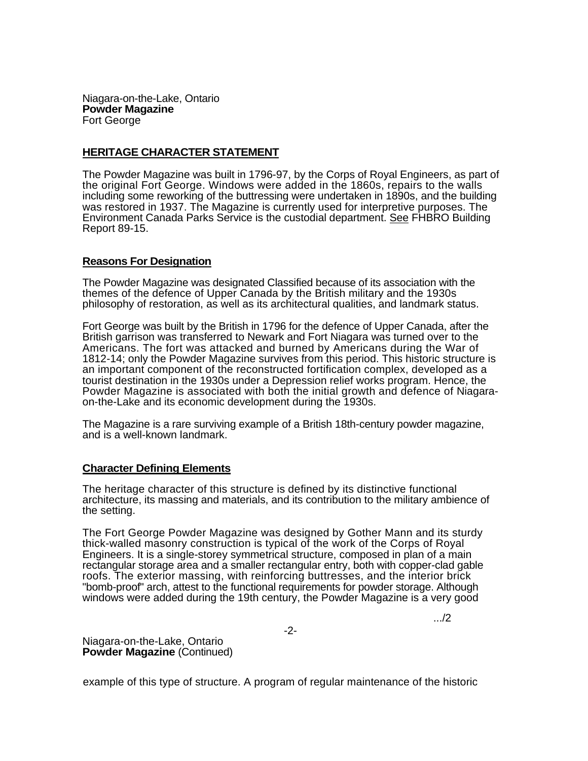Niagara-on-the-Lake, Ontario
**Powder Magazine**
Fort George

## HERITAGE CHARACTER STATEMENT

The Powder Magazine was built in 1796-97, by the Corps of Royal Engineers, as part of the original Fort George. Windows were added in the 1860s, repairs to the walls including some reworking of the buttressing were undertaken in 1890s, and the building was restored in 1937. The Magazine is currently used for interpretive purposes. The Environment Canada Parks Service is the custodial department. See FHBRO Building Report 89-15.

### Reasons For Designation

The Powder Magazine was designated Classified because of its association with the themes of the defence of Upper Canada by the British military and the 1930s philosophy of restoration, as well as its architectural qualities, and landmark status.

Fort George was built by the British in 1796 for the defence of Upper Canada, after the British garrison was transferred to Newark and Fort Niagara was turned over to the Americans. The fort was attacked and burned by Americans during the War of 1812-14; only the Powder Magazine survives from this period. This historic structure is an important component of the reconstructed fortification complex, developed as a tourist destination in the 1930s under a Depression relief works program. Hence, the Powder Magazine is associated with both the initial growth and defence of Niagara-on-the-Lake and its economic development during the 1930s.

The Magazine is a rare surviving example of a British 18th-century powder magazine, and is a well-known landmark.

### Character Defining Elements

The heritage character of this structure is defined by its distinctive functional architecture, its massing and materials, and its contribution to the military ambience of the setting.

The Fort George Powder Magazine was designed by Gother Mann and its sturdy thick-walled masonry construction is typical of the work of the Corps of Royal Engineers. It is a single-storey symmetrical structure, composed in plan of a main rectangular storage area and a smaller rectangular entry, both with copper-clad gable roofs. The exterior massing, with reinforcing buttresses, and the interior brick "bomb-proof" arch, attest to the functional requirements for powder storage. Although windows were added during the 19th century, the Powder Magazine is a very good example of this type of structure. A program of regular maintenance of the historic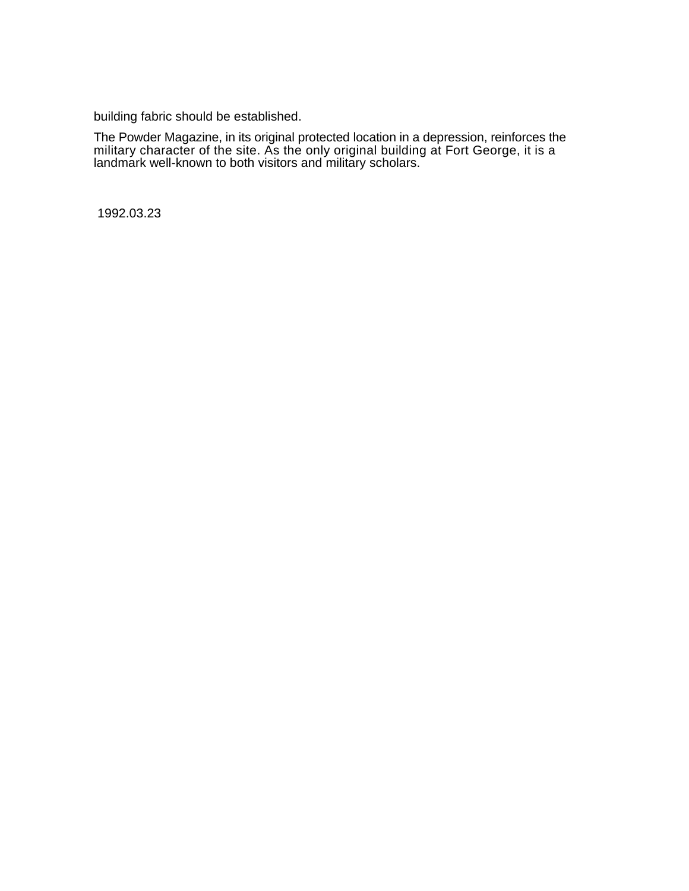building fabric should be established.

The Powder Magazine, in its original protected location in a depression, reinforces the military character of the site. As the only original building at Fort George, it is a landmark well-known to both visitors and military scholars.

1992.03.23